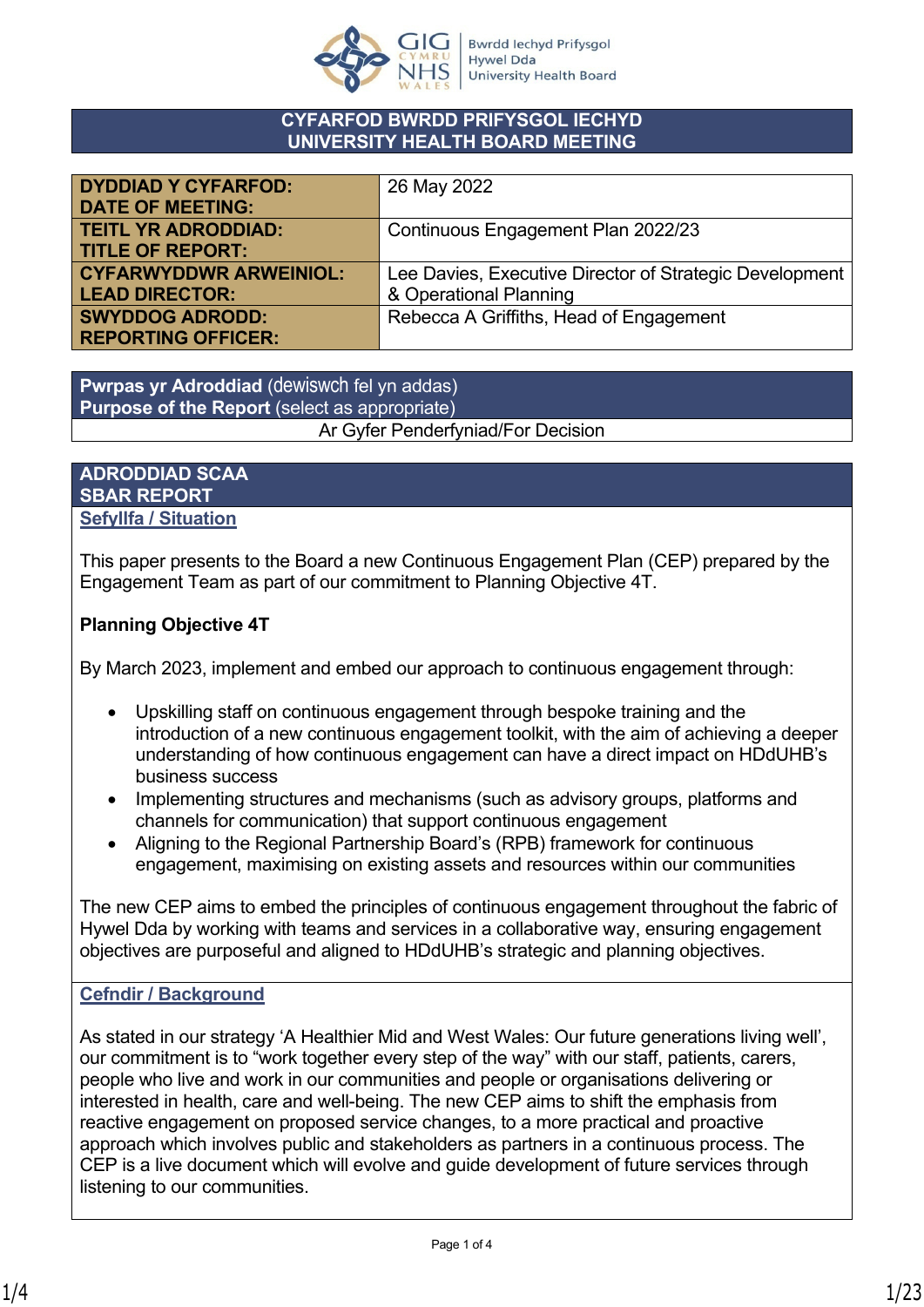# CYFARFOD BWRDD PRIFYSGOL IECHYD
# UNIVERSITY HEALTH BOARD MEETING

| | |
|---|---|
| **DYDDIAD Y CYFARFOD: DATE OF MEETING:** | 26 May 2022 |
| **TEITL YR ADRODDIAD: TITLE OF REPORT:** | Continuous Engagement Plan 2022/23 |
| **CYFARWYDDWR ARWEINIOL: LEAD DIRECTOR:** | Lee Davies, Executive Director of Strategic Development & Operational Planning |
| **SWYDDOG ADRODD: REPORTING OFFICER:** | Rebecca A Griffiths, Head of Engagement |

| **Pwrpas yr Adroddiad** (dewiswch fel yn addas) **Purpose of the Report** (select as appropriate) |
|---|
| Ar Gyfer Penderfyniad/For Decision |

## ADRODDIAD SCAA
## SBAR REPORT

### Sefyllfa / Situation

This paper presents to the Board a new Continuous Engagement Plan (CEP) prepared by the Engagement Team as part of our commitment to Planning Objective 4T.

**Planning Objective 4T**

By March 2023, implement and embed our approach to continuous engagement through:

- Upskilling staff on continuous engagement through bespoke training and the introduction of a new continuous engagement toolkit, with the aim of achieving a deeper understanding of how continuous engagement can have a direct impact on HDdUHB's business success
- Implementing structures and mechanisms (such as advisory groups, platforms and channels for communication) that support continuous engagement
- Aligning to the Regional Partnership Board's (RPB) framework for continuous engagement, maximising on existing assets and resources within our communities

The new CEP aims to embed the principles of continuous engagement throughout the fabric of Hywel Dda by working with teams and services in a collaborative way, ensuring engagement objectives are purposeful and aligned to HDdUHB's strategic and planning objectives.

### Cefndir / Background

As stated in our strategy 'A Healthier Mid and West Wales: Our future generations living well', our commitment is to "work together every step of the way" with our staff, patients, carers, people who live and work in our communities and people or organisations delivering or interested in health, care and well-being. The new CEP aims to shift the emphasis from reactive engagement on proposed service changes, to a more practical and proactive approach which involves public and stakeholders as partners in a continuous process. The CEP is a live document which will evolve and guide development of future services through listening to our communities.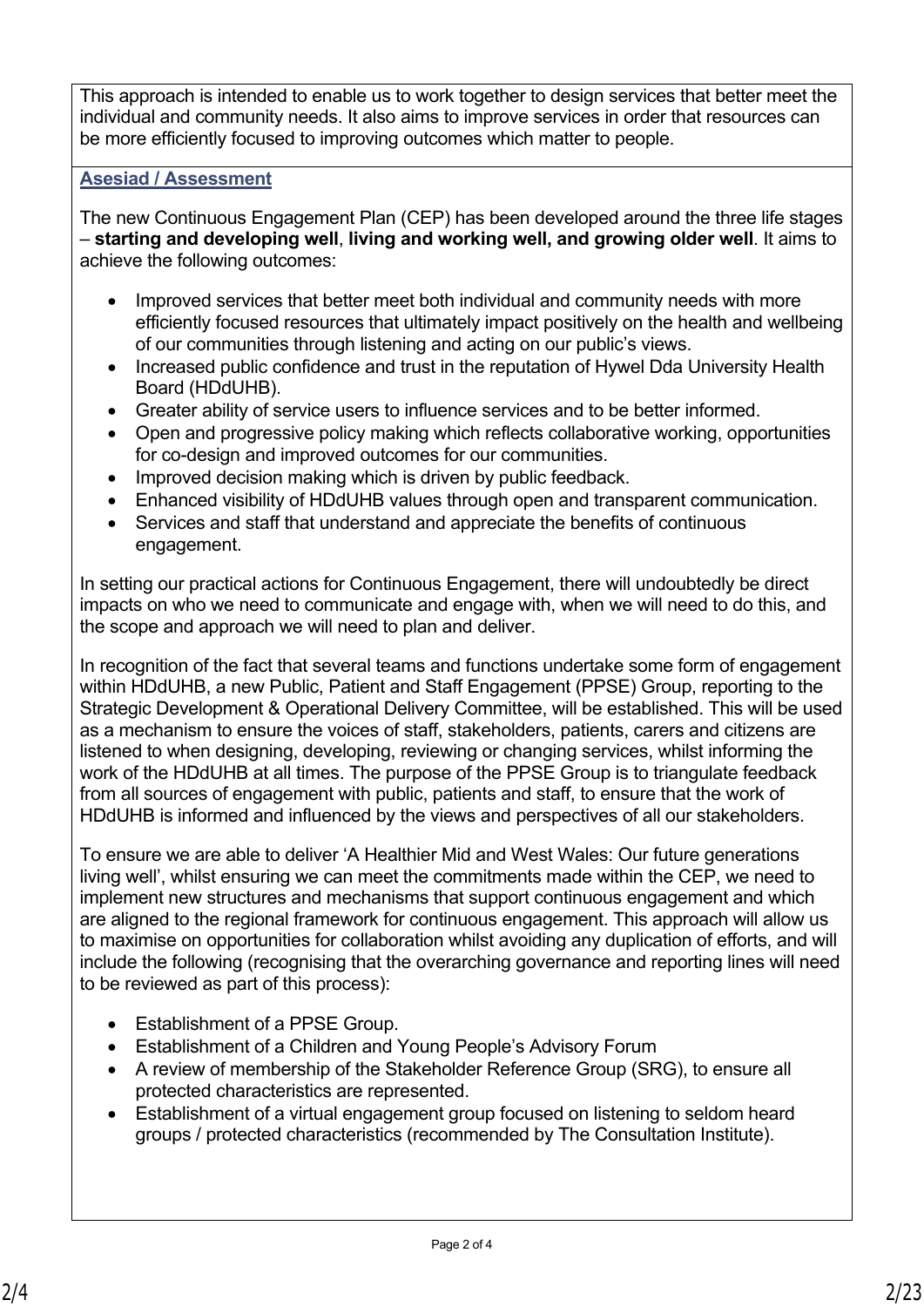This approach is intended to enable us to work together to design services that better meet the individual and community needs. It also aims to improve services in order that resources can be more efficiently focused to improving outcomes which matter to people.

**Asesiad / Assessment**

The new Continuous Engagement Plan (CEP) has been developed around the three life stages – **starting and developing well**, **living and working well, and growing older well**. It aims to achieve the following outcomes:

- Improved services that better meet both individual and community needs with more efficiently focused resources that ultimately impact positively on the health and wellbeing of our communities through listening and acting on our public's views.
- Increased public confidence and trust in the reputation of Hywel Dda University Health Board (HDdUHB).
- Greater ability of service users to influence services and to be better informed.
- Open and progressive policy making which reflects collaborative working, opportunities for co-design and improved outcomes for our communities.
- Improved decision making which is driven by public feedback.
- Enhanced visibility of HDdUHB values through open and transparent communication.
- Services and staff that understand and appreciate the benefits of continuous engagement.

In setting our practical actions for Continuous Engagement, there will undoubtedly be direct impacts on who we need to communicate and engage with, when we will need to do this, and the scope and approach we will need to plan and deliver.

In recognition of the fact that several teams and functions undertake some form of engagement within HDdUHB, a new Public, Patient and Staff Engagement (PPSE) Group, reporting to the Strategic Development & Operational Delivery Committee, will be established. This will be used as a mechanism to ensure the voices of staff, stakeholders, patients, carers and citizens are listened to when designing, developing, reviewing or changing services, whilst informing the work of the HDdUHB at all times. The purpose of the PPSE Group is to triangulate feedback from all sources of engagement with public, patients and staff, to ensure that the work of HDdUHB is informed and influenced by the views and perspectives of all our stakeholders.

To ensure we are able to deliver 'A Healthier Mid and West Wales: Our future generations living well', whilst ensuring we can meet the commitments made within the CEP, we need to implement new structures and mechanisms that support continuous engagement and which are aligned to the regional framework for continuous engagement. This approach will allow us to maximise on opportunities for collaboration whilst avoiding any duplication of efforts, and will include the following (recognising that the overarching governance and reporting lines will need to be reviewed as part of this process):

- Establishment of a PPSE Group.
- Establishment of a Children and Young People's Advisory Forum
- A review of membership of the Stakeholder Reference Group (SRG), to ensure all protected characteristics are represented.
- Establishment of a virtual engagement group focused on listening to seldom heard groups / protected characteristics (recommended by The Consultation Institute).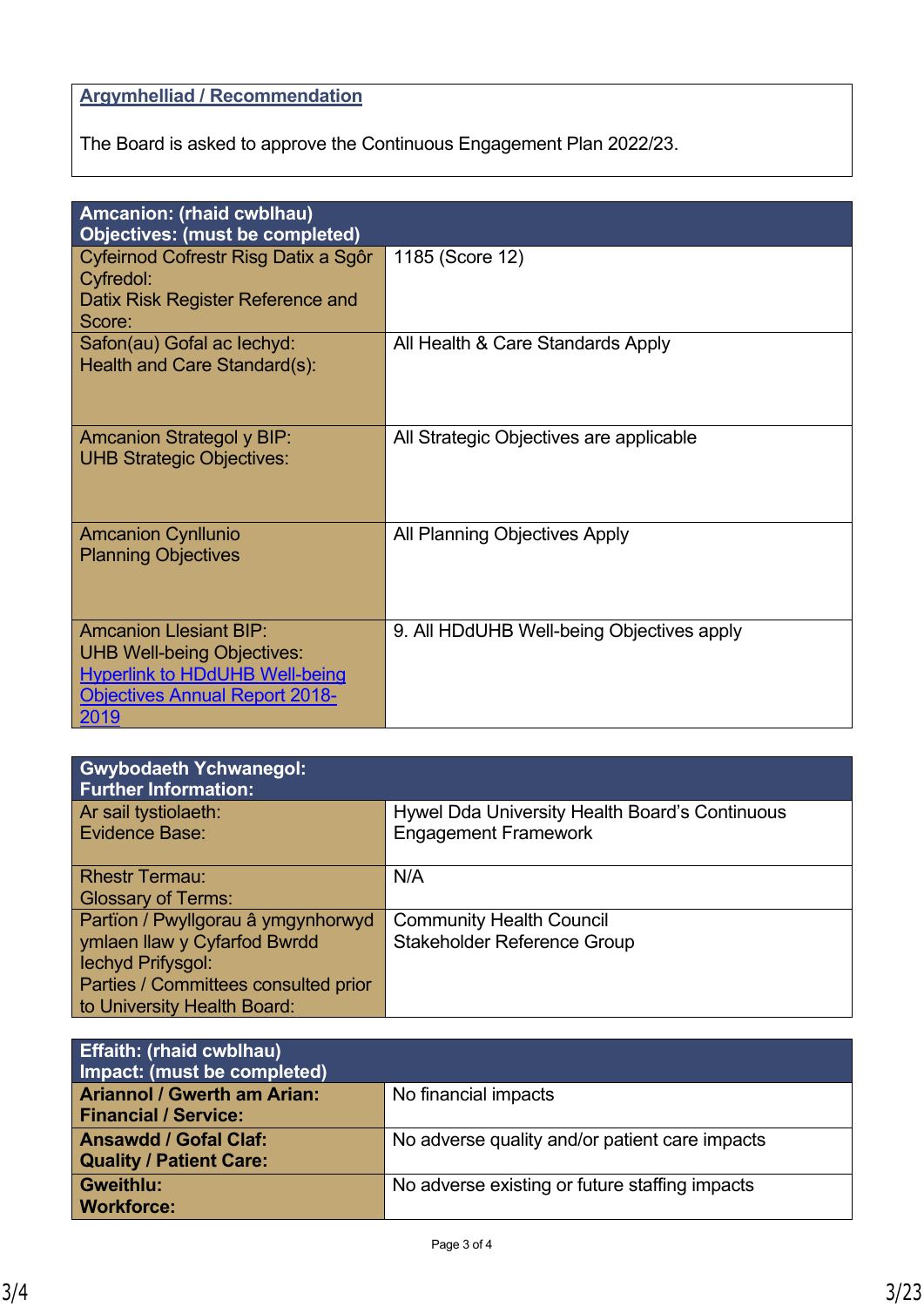| **Argymhelliad / Recommendation** |
|---|
| The Board is asked to approve the Continuous Engagement Plan 2022/23. |

| **Amcanion: (rhaid cwblhau)**<br>**Objectives: (must be completed)** | |
|---|---|
| Cyfeirnod Cofrestr Risg Datix a Sgôr Cyfredol:<br>Datix Risk Register Reference and Score: | 1185 (Score 12) |
| Safon(au) Gofal ac Iechyd:<br>Health and Care Standard(s): | All Health & Care Standards Apply |
| Amcanion Strategol y BIP:<br>UHB Strategic Objectives: | All Strategic Objectives are applicable |
| Amcanion Cynllunio<br>Planning Objectives | All Planning Objectives Apply |
| Amcanion Llesiant BIP:<br>UHB Well-being Objectives:<br>[Hyperlink to HDdUHB Well-being Objectives Annual Report 2018-2019] | 9. All HDdUHB Well-being Objectives apply |

| **Gwybodaeth Ychwanegol:**<br>**Further Information:** | |
|---|---|
| Ar sail tystiolaeth:<br>Evidence Base: | Hywel Dda University Health Board's Continuous Engagement Framework |
| Rhestr Termau:<br>Glossary of Terms: | N/A |
| Partïon / Pwyllgorau â ymgynhorwyd ymlaen llaw y Cyfarfod Bwrdd Iechyd Prifysgol:<br>Parties / Committees consulted prior to University Health Board: | Community Health Council<br>Stakeholder Reference Group |

| **Effaith: (rhaid cwblhau)**<br>**Impact: (must be completed)** | |
|---|---|
| **Ariannol / Gwerth am Arian:**<br>**Financial / Service:** | No financial impacts |
| **Ansawdd / Gofal Claf:**<br>**Quality / Patient Care:** | No adverse quality and/or patient care impacts |
| **Gweithlu:**<br>**Workforce:** | No adverse existing or future staffing impacts |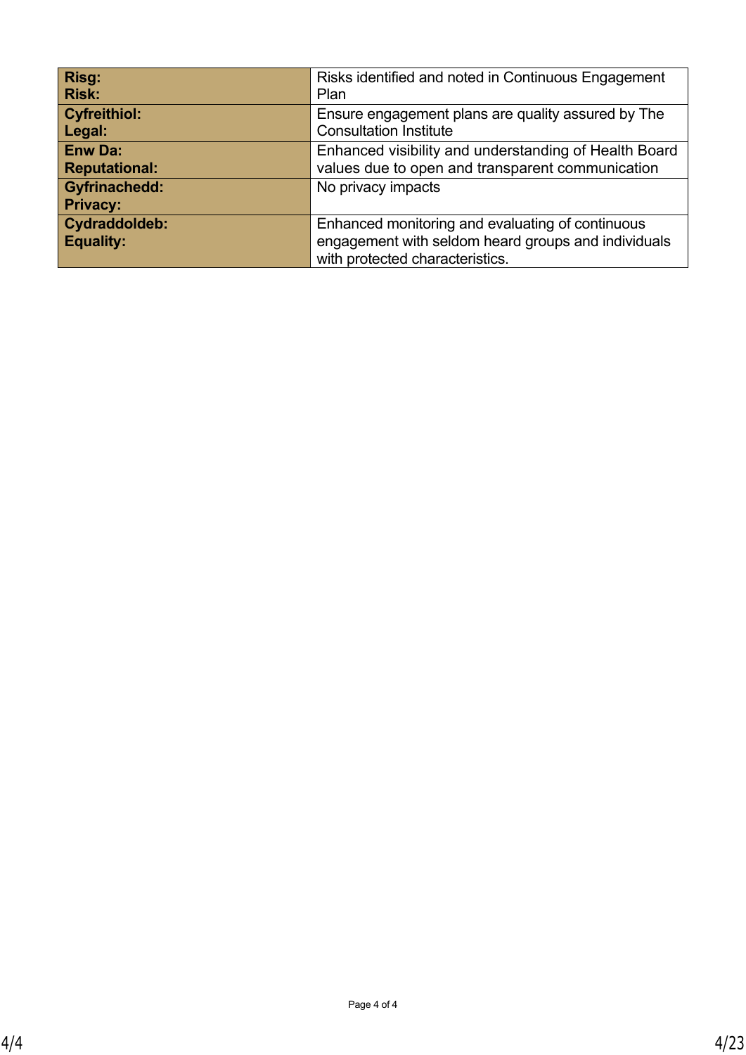| **Risg:**<br>**Risk:** | Risks identified and noted in Continuous Engagement Plan |
|---|---|
| **Cyfreithiol:**<br>**Legal:** | Ensure engagement plans are quality assured by The Consultation Institute |
| **Enw Da:**<br>**Reputational:** | Enhanced visibility and understanding of Health Board values due to open and transparent communication |
| **Gyfrinachedd:**<br>**Privacy:** | No privacy impacts |
| **Cydraddoldeb:**<br>**Equality:** | Enhanced monitoring and evaluating of continuous engagement with seldom heard groups and individuals with protected characteristics. |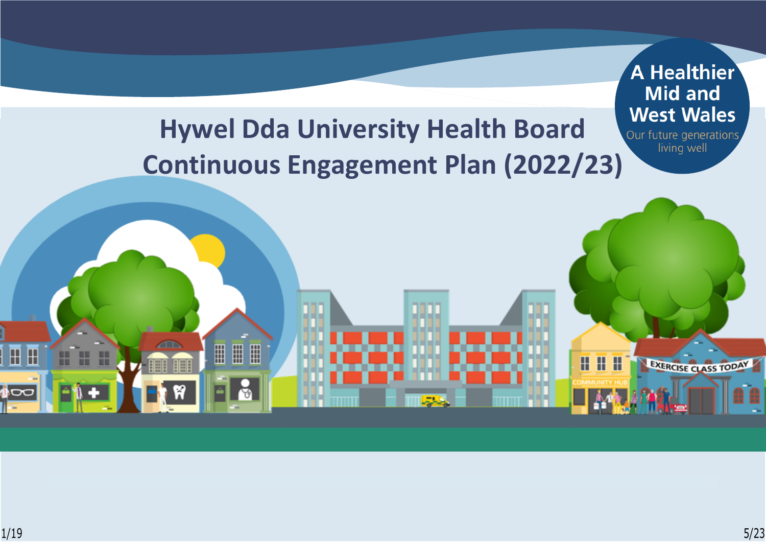# Hywel Dda University Health Board Continuous Engagement Plan (2022/23)

A Healthier Mid and West Wales

Our future generations living well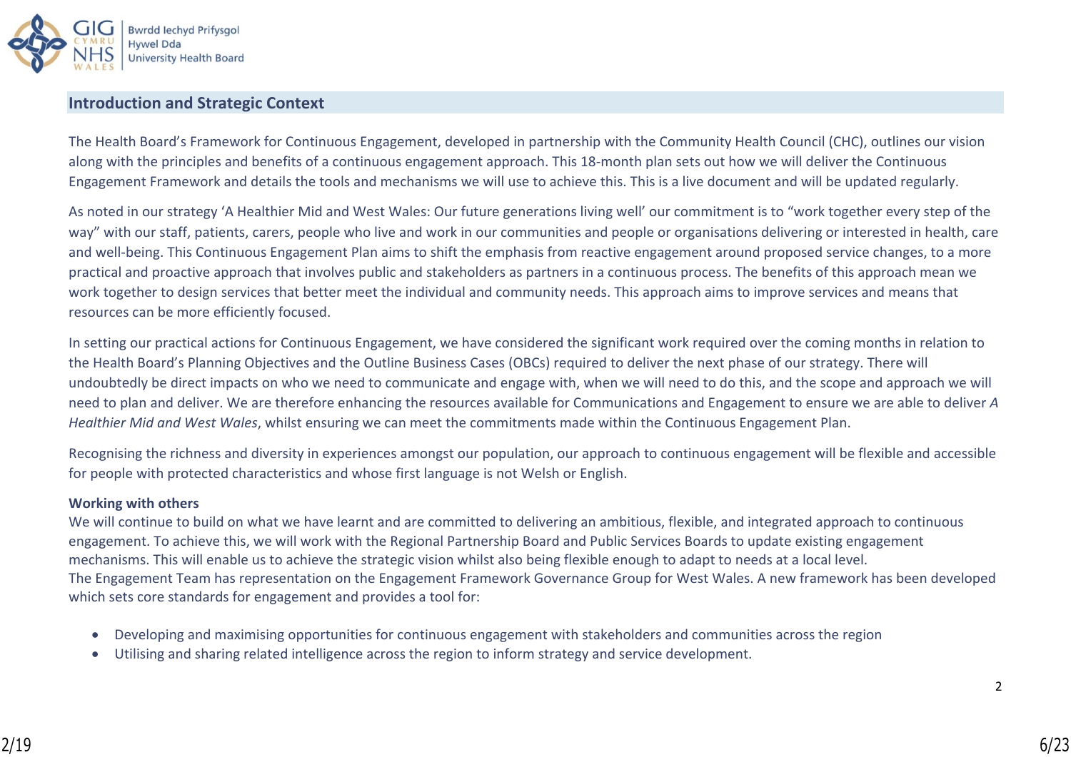## Introduction and Strategic Context

The Health Board's Framework for Continuous Engagement, developed in partnership with the Community Health Council (CHC), outlines our vision along with the principles and benefits of a continuous engagement approach. This 18-month plan sets out how we will deliver the Continuous Engagement Framework and details the tools and mechanisms we will use to achieve this. This is a live document and will be updated regularly.

As noted in our strategy 'A Healthier Mid and West Wales: Our future generations living well' our commitment is to "work together every step of the way" with our staff, patients, carers, people who live and work in our communities and people or organisations delivering or interested in health, care and well-being. This Continuous Engagement Plan aims to shift the emphasis from reactive engagement around proposed service changes, to a more practical and proactive approach that involves public and stakeholders as partners in a continuous process. The benefits of this approach mean we work together to design services that better meet the individual and community needs. This approach aims to improve services and means that resources can be more efficiently focused.

In setting our practical actions for Continuous Engagement, we have considered the significant work required over the coming months in relation to the Health Board's Planning Objectives and the Outline Business Cases (OBCs) required to deliver the next phase of our strategy. There will undoubtedly be direct impacts on who we need to communicate and engage with, when we will need to do this, and the scope and approach we will need to plan and deliver. We are therefore enhancing the resources available for Communications and Engagement to ensure we are able to deliver *A Healthier Mid and West Wales,* whilst ensuring we can meet the commitments made within the Continuous Engagement Plan.

Recognising the richness and diversity in experiences amongst our population, our approach to continuous engagement will be flexible and accessible for people with protected characteristics and whose first language is not Welsh or English.

**Working with others**

We will continue to build on what we have learnt and are committed to delivering an ambitious, flexible, and integrated approach to continuous engagement. To achieve this, we will work with the Regional Partnership Board and Public Services Boards to update existing engagement mechanisms. This will enable us to achieve the strategic vision whilst also being flexible enough to adapt to needs at a local level.

The Engagement Team has representation on the Engagement Framework Governance Group for West Wales. A new framework has been developed which sets core standards for engagement and provides a tool for:

- Developing and maximising opportunities for continuous engagement with stakeholders and communities across the region
- Utilising and sharing related intelligence across the region to inform strategy and service development.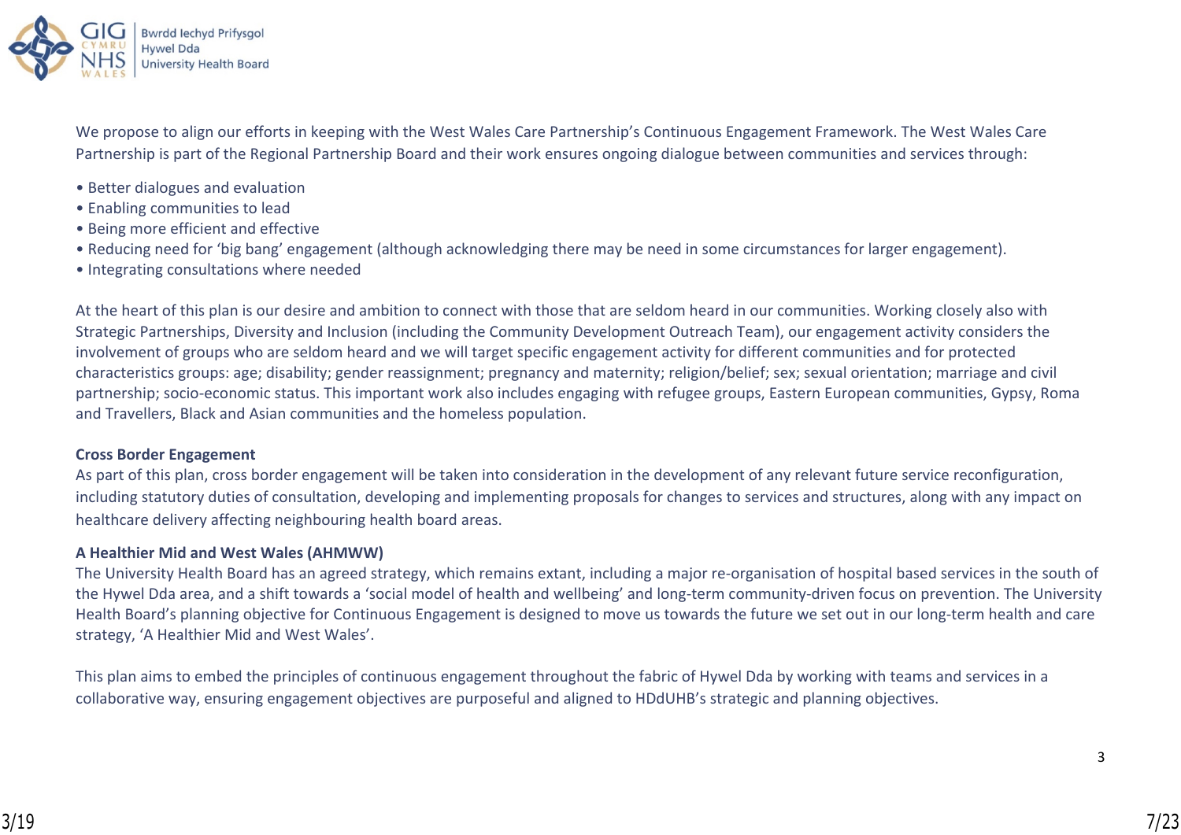We propose to align our efforts in keeping with the West Wales Care Partnership's Continuous Engagement Framework. The West Wales Care Partnership is part of the Regional Partnership Board and their work ensures ongoing dialogue between communities and services through:

- Better dialogues and evaluation
- Enabling communities to lead
- Being more efficient and effective
- Reducing need for 'big bang' engagement (although acknowledging there may be need in some circumstances for larger engagement).
- Integrating consultations where needed

At the heart of this plan is our desire and ambition to connect with those that are seldom heard in our communities. Working closely also with Strategic Partnerships, Diversity and Inclusion (including the Community Development Outreach Team), our engagement activity considers the involvement of groups who are seldom heard and we will target specific engagement activity for different communities and for protected characteristics groups: age; disability; gender reassignment; pregnancy and maternity; religion/belief; sex; sexual orientation; marriage and civil partnership; socio-economic status. This important work also includes engaging with refugee groups, Eastern European communities, Gypsy, Roma and Travellers, Black and Asian communities and the homeless population.

**Cross Border Engagement**

As part of this plan, cross border engagement will be taken into consideration in the development of any relevant future service reconfiguration, including statutory duties of consultation, developing and implementing proposals for changes to services and structures, along with any impact on healthcare delivery affecting neighbouring health board areas.

**A Healthier Mid and West Wales (AHMWW)**

The University Health Board has an agreed strategy, which remains extant, including a major re-organisation of hospital based services in the south of the Hywel Dda area, and a shift towards a 'social model of health and wellbeing' and long-term community-driven focus on prevention. The University Health Board's planning objective for Continuous Engagement is designed to move us towards the future we set out in our long-term health and care strategy, 'A Healthier Mid and West Wales'.

This plan aims to embed the principles of continuous engagement throughout the fabric of Hywel Dda by working with teams and services in a collaborative way, ensuring engagement objectives are purposeful and aligned to HDdUHB's strategic and planning objectives.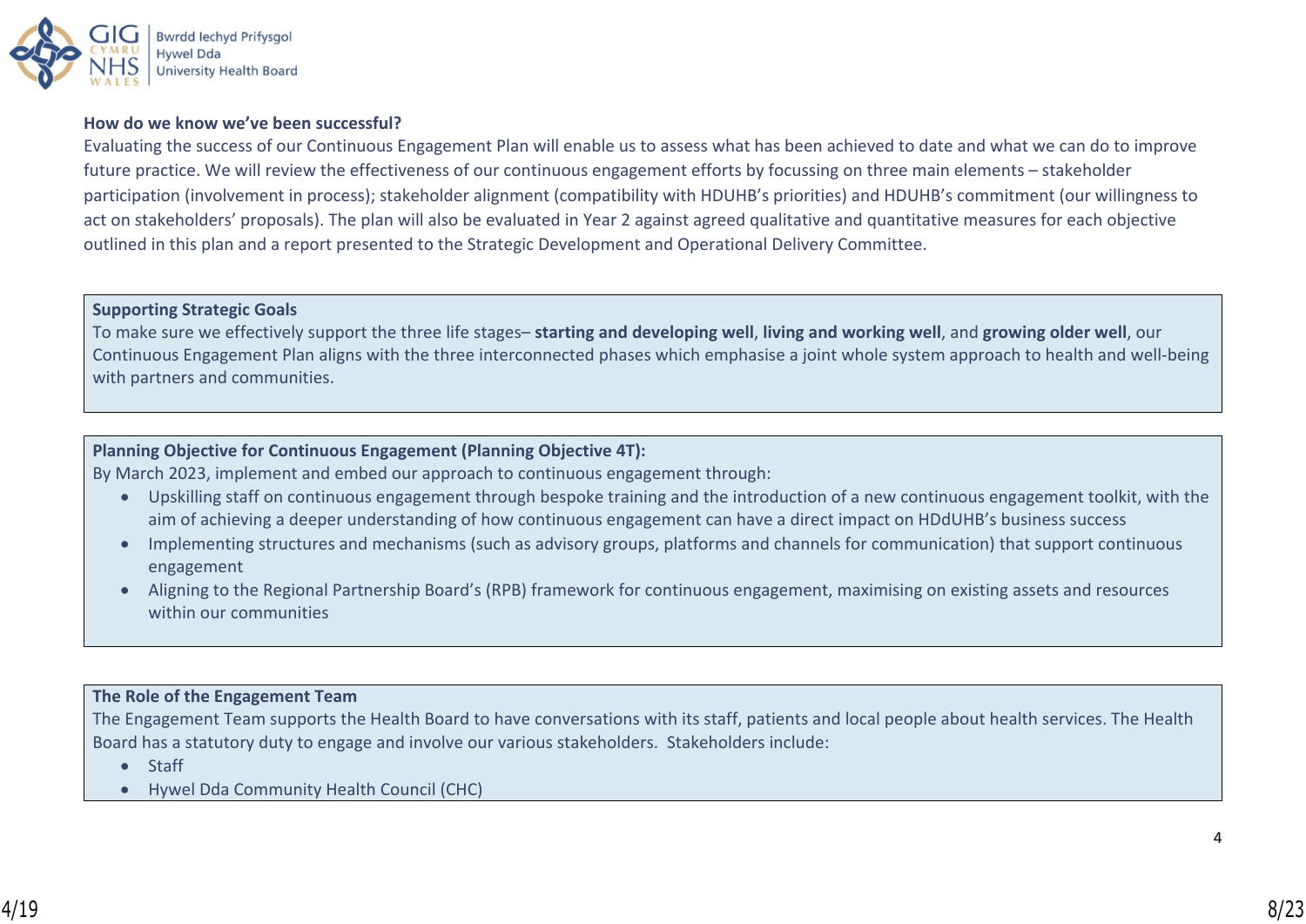**How do we know we've been successful?**

Evaluating the success of our Continuous Engagement Plan will enable us to assess what has been achieved to date and what we can do to improve future practice. We will review the effectiveness of our continuous engagement efforts by focussing on three main elements – stakeholder participation (involvement in process); stakeholder alignment (compatibility with HDUHB's priorities) and HDUHB's commitment (our willingness to act on stakeholders' proposals). The plan will also be evaluated in Year 2 against agreed qualitative and quantitative measures for each objective outlined in this plan and a report presented to the Strategic Development and Operational Delivery Committee.

**Supporting Strategic Goals**

To make sure we effectively support the three life stages– **starting and developing well**, **living and working well**, and **growing older well**, our Continuous Engagement Plan aligns with the three interconnected phases which emphasise a joint whole system approach to health and well-being with partners and communities.

**Planning Objective for Continuous Engagement (Planning Objective 4T):**

By March 2023, implement and embed our approach to continuous engagement through:

- Upskilling staff on continuous engagement through bespoke training and the introduction of a new continuous engagement toolkit, with the aim of achieving a deeper understanding of how continuous engagement can have a direct impact on HDdUHB's business success
- Implementing structures and mechanisms (such as advisory groups, platforms and channels for communication) that support continuous engagement
- Aligning to the Regional Partnership Board's (RPB) framework for continuous engagement, maximising on existing assets and resources within our communities

**The Role of the Engagement Team**

The Engagement Team supports the Health Board to have conversations with its staff, patients and local people about health services. The Health Board has a statutory duty to engage and involve our various stakeholders. Stakeholders include:

- Staff
- Hywel Dda Community Health Council (CHC)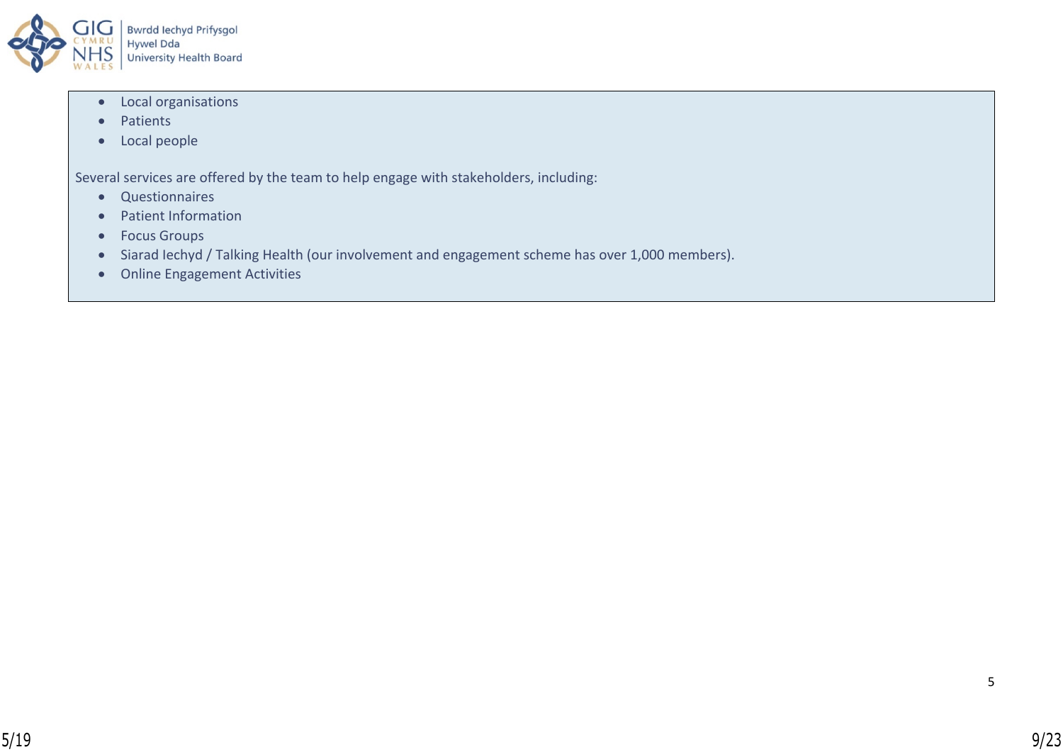- Local organisations
- Patients
- Local people

Several services are offered by the team to help engage with stakeholders, including:

- Questionnaires
- Patient Information
- Focus Groups
- Siarad Iechyd / Talking Health (our involvement and engagement scheme has over 1,000 members).
- Online Engagement Activities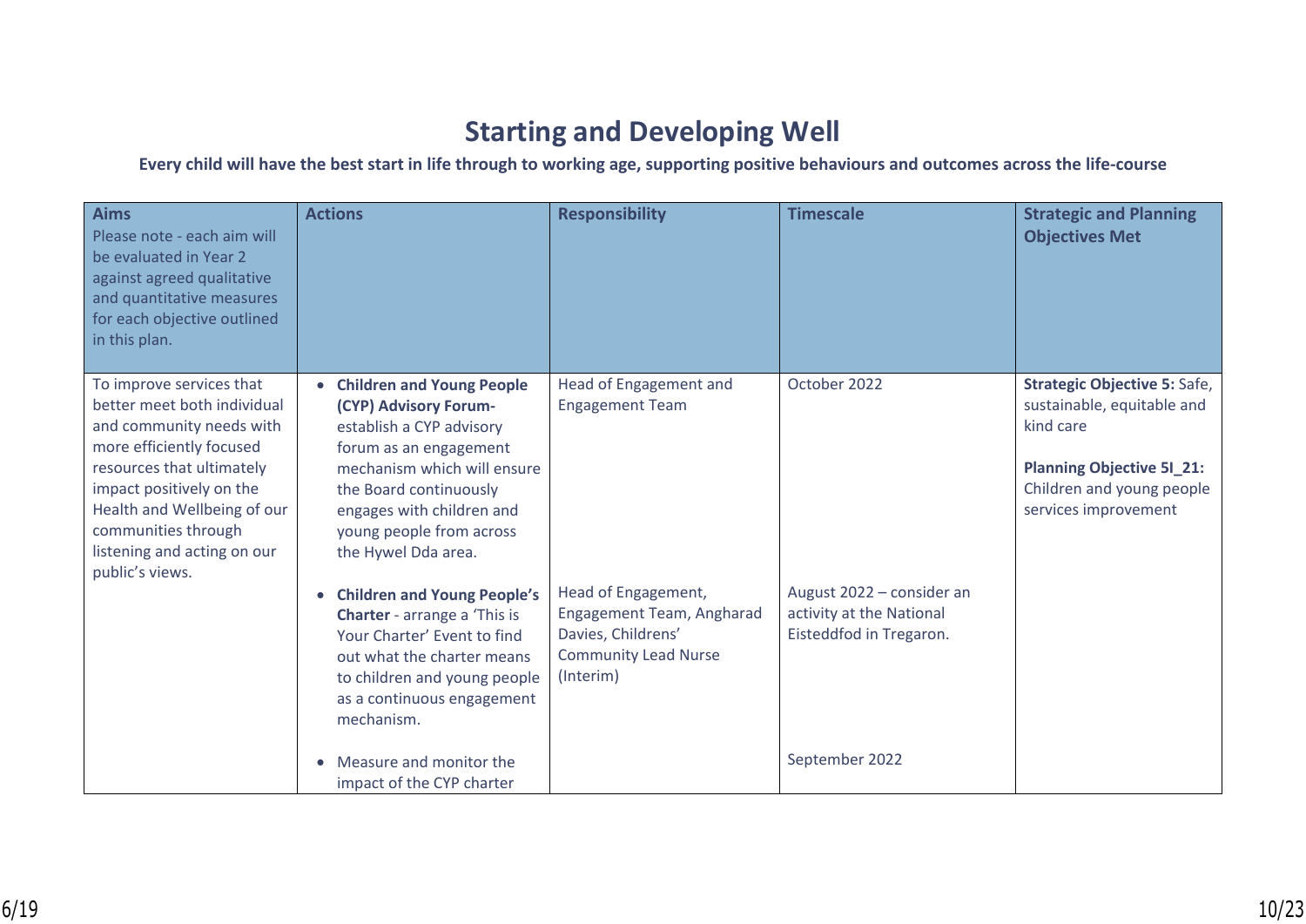# Starting and Developing Well

**Every child will have the best start in life through to working age, supporting positive behaviours and outcomes across the life-course**

| **Aims**<br>Please note - each aim will be evaluated in Year 2 against agreed qualitative and quantitative measures for each objective outlined in this plan. | **Actions** | **Responsibility** | **Timescale** | **Strategic and Planning Objectives Met** |
|---|---|---|---|---|
| To improve services that better meet both individual and community needs with more efficiently focused resources that ultimately impact positively on the Health and Wellbeing of our communities through listening and acting on our public's views. | • **Children and Young People (CYP) Advisory Forum-** establish a CYP advisory forum as an engagement mechanism which will ensure the Board continuously engages with children and young people from across the Hywel Dda area. | Head of Engagement and Engagement Team | October 2022 | **Strategic Objective 5:** Safe, sustainable, equitable and kind care<br><br>**Planning Objective 5I_21:** Children and young people services improvement |
| | • **Children and Young People's Charter** - arrange a 'This is Your Charter' Event to find out what the charter means to children and young people as a continuous engagement mechanism. | Head of Engagement, Engagement Team, Angharad Davies, Childrens' Community Lead Nurse (Interim) | August 2022 – consider an activity at the National Eisteddfod in Tregaron. | |
| | • Measure and monitor the impact of the CYP charter | | September 2022 | |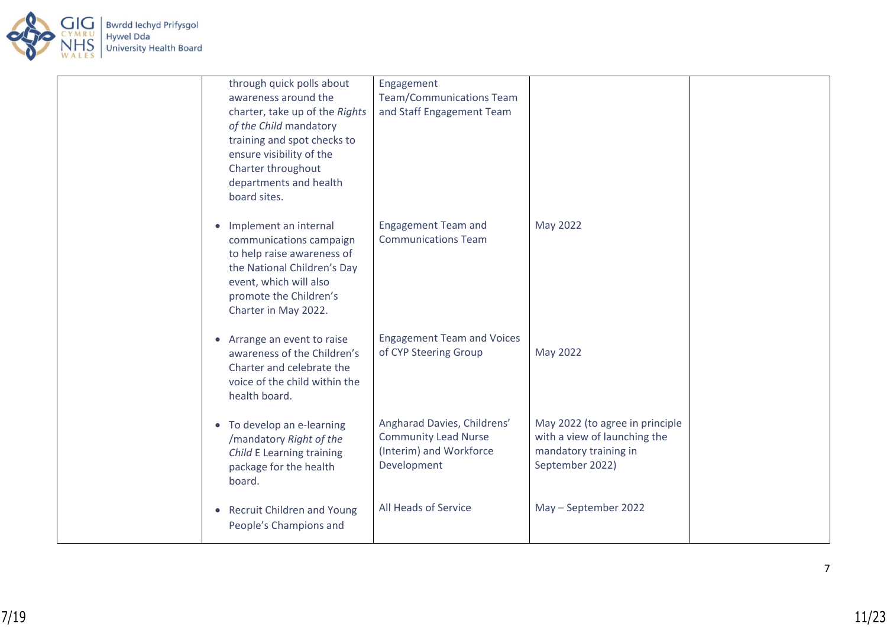| | | | | |
|---|---|---|---|---|
| | through quick polls about awareness around the charter, take up of the *Rights of the Child* mandatory training and spot checks to ensure visibility of the Charter throughout departments and health board sites. | Engagement Team/Communications Team and Staff Engagement Team | | |
| | • Implement an internal communications campaign to help raise awareness of the National Children's Day event, which will also promote the Children's Charter in May 2022. | Engagement Team and Communications Team | May 2022 | |
| | • Arrange an event to raise awareness of the Children's Charter and celebrate the voice of the child within the health board. | Engagement Team and Voices of CYP Steering Group | May 2022 | |
| | • To develop an e-learning /mandatory *Right of the Child* E Learning training package for the health board. | Angharad Davies, Childrens' Community Lead Nurse (Interim) and Workforce Development | May 2022 (to agree in principle with a view of launching the mandatory training in September 2022) | |
| | • Recruit Children and Young People's Champions and | All Heads of Service | May – September 2022 | |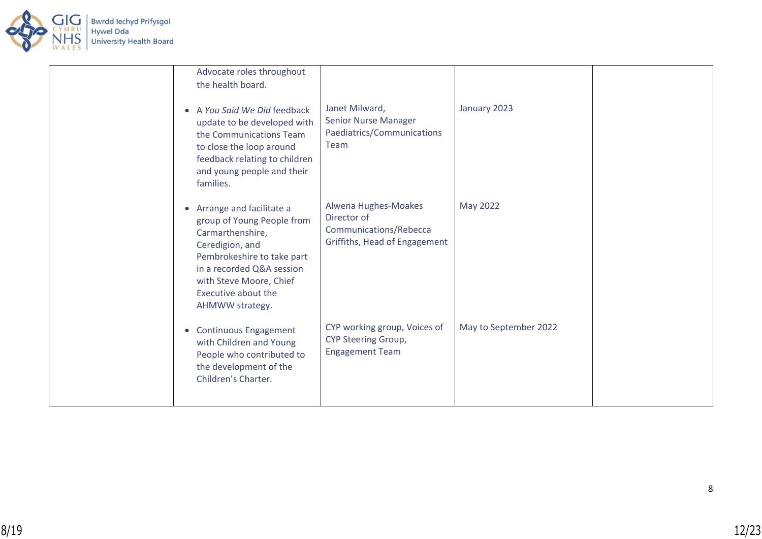|  |  |  |  |  |
|---|---|---|---|---|
|  | Advocate roles throughout the health board. |  |  |  |
|  | • A *You Said We Did* feedback update to be developed with the Communications Team to close the loop around feedback relating to children and young people and their families. | Janet Milward, Senior Nurse Manager Paediatrics/Communications Team | January 2023 |  |
|  | • Arrange and facilitate a group of Young People from Carmarthenshire, Ceredigion, and Pembrokeshire to take part in a recorded Q&A session with Steve Moore, Chief Executive about the AHMWW strategy. | Alwena Hughes-Moakes Director of Communications/Rebecca Griffiths, Head of Engagement | May 2022 |  |
|  | • Continuous Engagement with Children and Young People who contributed to the development of the Children's Charter. | CYP working group, Voices of CYP Steering Group, Engagement Team | May to September 2022 |  |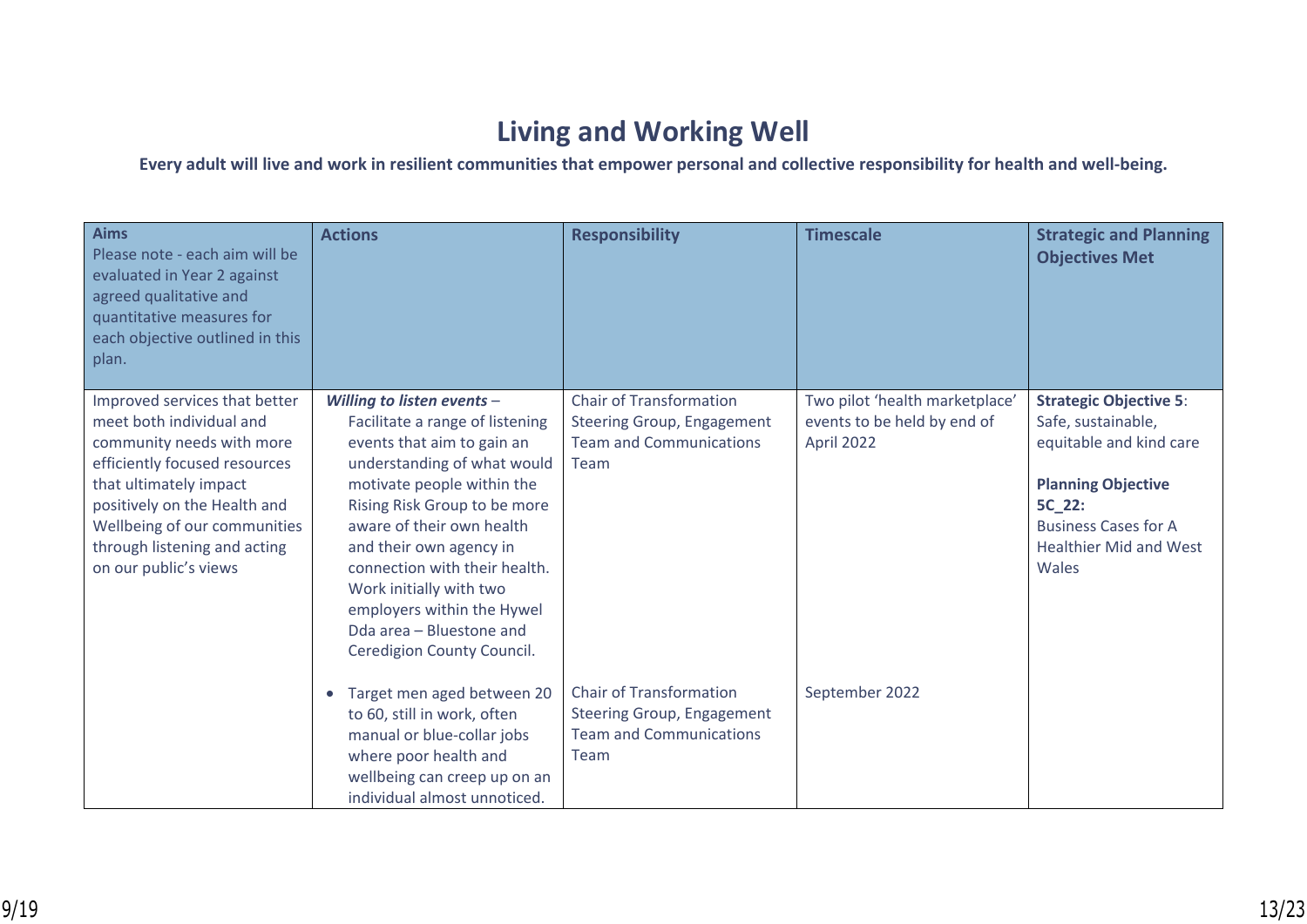# Living and Working Well

**Every adult will live and work in resilient communities that empower personal and collective responsibility for health and well-being.**

| **Aims** Please note - each aim will be evaluated in Year 2 against agreed qualitative and quantitative measures for each objective outlined in this plan. | **Actions** | **Responsibility** | **Timescale** | **Strategic and Planning Objectives Met** |
|---|---|---|---|---|
| Improved services that better meet both individual and community needs with more efficiently focused resources that ultimately impact positively on the Health and Wellbeing of our communities through listening and acting on our public's views | ***Willing to listen events*** – Facilitate a range of listening events that aim to gain an understanding of what would motivate people within the Rising Risk Group to be more aware of their own health and their own agency in connection with their health. Work initially with two employers within the Hywel Dda area – Bluestone and Ceredigion County Council. | Chair of Transformation Steering Group, Engagement Team and Communications Team | Two pilot 'health marketplace' events to be held by end of April 2022 | **Strategic Objective 5**: Safe, sustainable, equitable and kind care<br><br>**Planning Objective 5C_22:** Business Cases for A Healthier Mid and West Wales |
| | • Target men aged between 20 to 60, still in work, often manual or blue-collar jobs where poor health and wellbeing can creep up on an individual almost unnoticed. | Chair of Transformation Steering Group, Engagement Team and Communications Team | September 2022 | |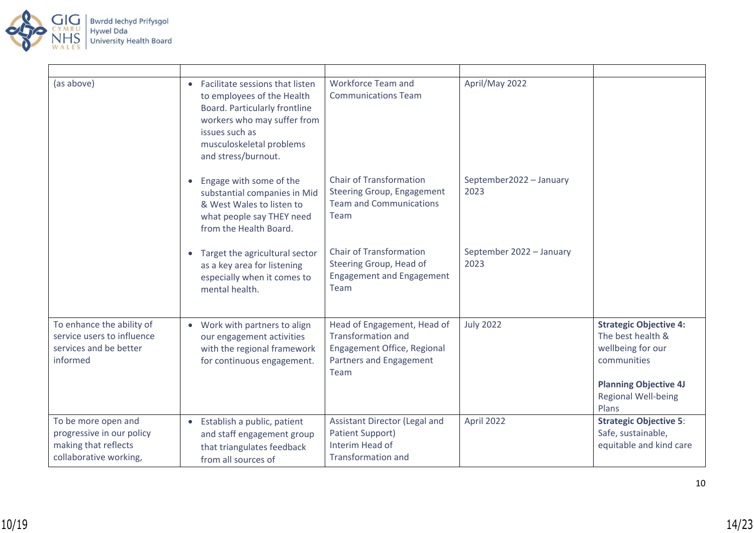| | | | | |
|---|---|---|---|---|
| (as above) | • Facilitate sessions that listen to employees of the Health Board. Particularly frontline workers who may suffer from issues such as musculoskeletal problems and stress/burnout.<br><br>• Engage with some of the substantial companies in Mid & West Wales to listen to what people say THEY need from the Health Board.<br><br>• Target the agricultural sector as a key area for listening especially when it comes to mental health. | Workforce Team and Communications Team<br><br>Chair of Transformation Steering Group, Engagement Team and Communications Team<br><br>Chair of Transformation Steering Group, Head of Engagement and Engagement Team | April/May 2022<br><br>September2022 – January 2023<br><br>September 2022 – January 2023 | |
| To enhance the ability of service users to influence services and be better informed | • Work with partners to align our engagement activities with the regional framework for continuous engagement. | Head of Engagement, Head of Transformation and Engagement Office, Regional Partners and Engagement Team | July 2022 | **Strategic Objective 4:** The best health & wellbeing for our communities<br><br>**Planning Objective 4J** Regional Well-being Plans |
| To be more open and progressive in our policy making that reflects collaborative working, | • Establish a public, patient and staff engagement group that triangulates feedback from all sources of | Assistant Director (Legal and Patient Support) Interim Head of Transformation and | April 2022 | **Strategic Objective 5**: Safe, sustainable, equitable and kind care |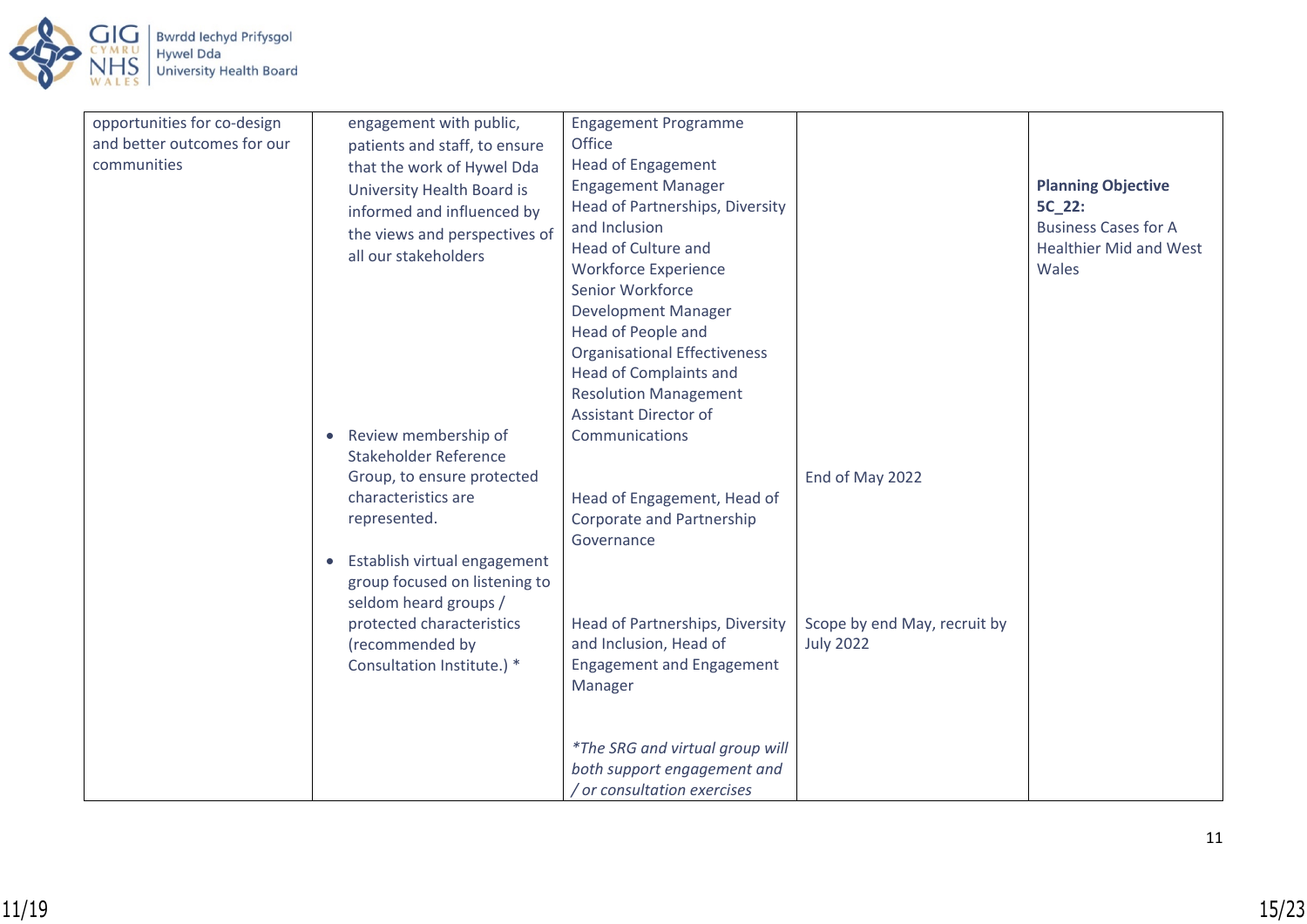| | | | | |
|---|---|---|---|---|
| opportunities for co-design and better outcomes for our communities | engagement with public, patients and staff, to ensure that the work of Hywel Dda University Health Board is informed and influenced by the views and perspectives of all our stakeholders | Engagement Programme Office<br>Head of Engagement<br>Engagement Manager<br>Head of Partnerships, Diversity and Inclusion<br>Head of Culture and Workforce Experience<br>Senior Workforce Development Manager<br>Head of People and Organisational Effectiveness<br>Head of Complaints and Resolution Management<br>Assistant Director of Communications | | **Planning Objective 5C_22:** Business Cases for A Healthier Mid and West Wales |
| | • Review membership of Stakeholder Reference Group, to ensure protected characteristics are represented. | Head of Engagement, Head of Corporate and Partnership Governance | End of May 2022 | |
| | • Establish virtual engagement group focused on listening to seldom heard groups / protected characteristics (recommended by Consultation Institute.) * | Head of Partnerships, Diversity and Inclusion, Head of Engagement and Engagement Manager<br><br>*\*The SRG and virtual group will both support engagement and / or consultation exercises* | Scope by end May, recruit by July 2022 | |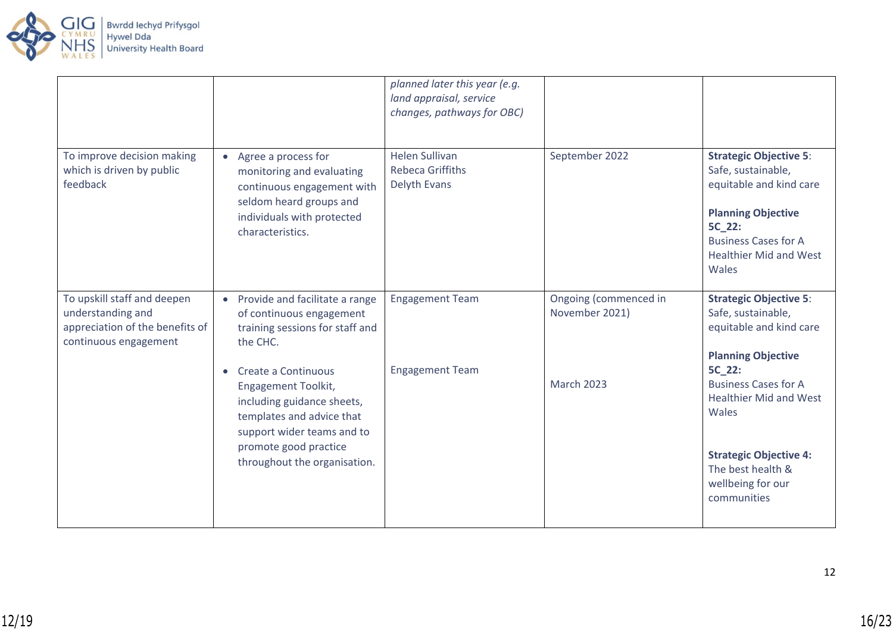| | | | | |
|---|---|---|---|---|
| | | *planned later this year (e.g. land appraisal, service changes, pathways for OBC)* | | |
| To improve decision making which is driven by public feedback | • Agree a process for monitoring and evaluating continuous engagement with seldom heard groups and individuals with protected characteristics. | Helen Sullivan<br>Rebeca Griffiths<br>Delyth Evans | September 2022 | **Strategic Objective 5**: Safe, sustainable, equitable and kind care<br><br>**Planning Objective 5C_22:** Business Cases for A Healthier Mid and West Wales |
| To upskill staff and deepen understanding and appreciation of the benefits of continuous engagement | • Provide and facilitate a range of continuous engagement training sessions for staff and the CHC.<br><br>• Create a Continuous Engagement Toolkit, including guidance sheets, templates and advice that support wider teams and to promote good practice throughout the organisation. | Engagement Team<br><br>Engagement Team | Ongoing (commenced in November 2021)<br><br>March 2023 | **Strategic Objective 5**: Safe, sustainable, equitable and kind care<br><br>**Planning Objective 5C_22:** Business Cases for A Healthier Mid and West Wales<br><br>**Strategic Objective 4:** The best health & wellbeing for our communities |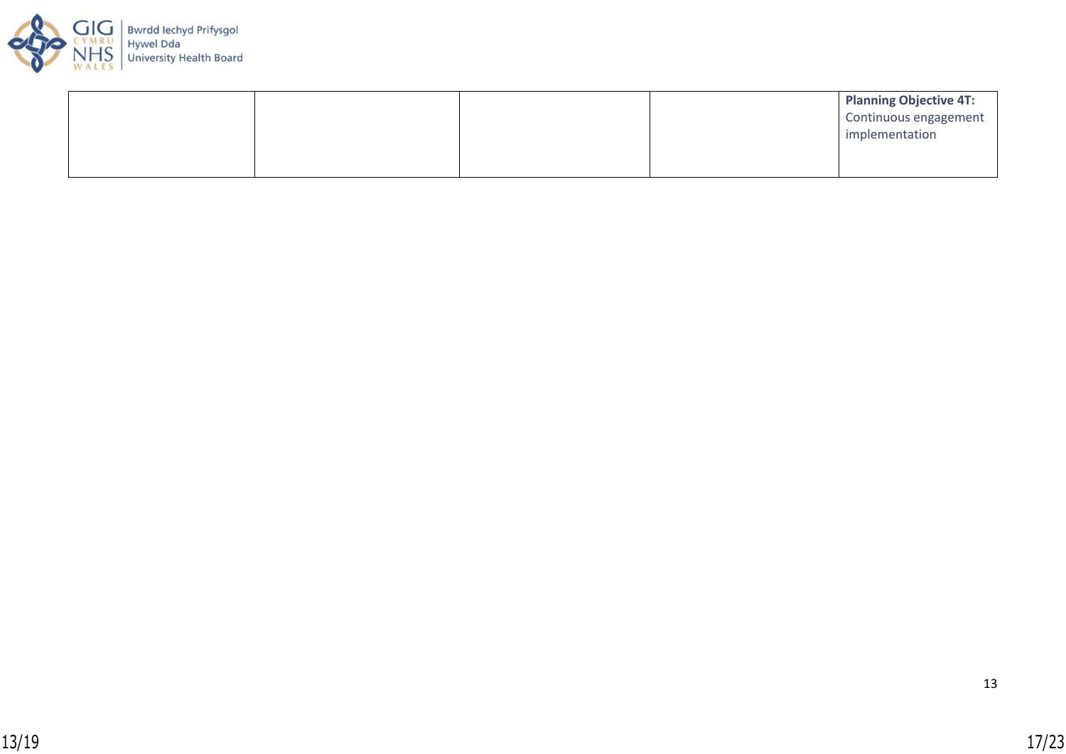| | | | | |
|---|---|---|---|---|
| | | | | **Planning Objective 4T:** Continuous engagement implementation |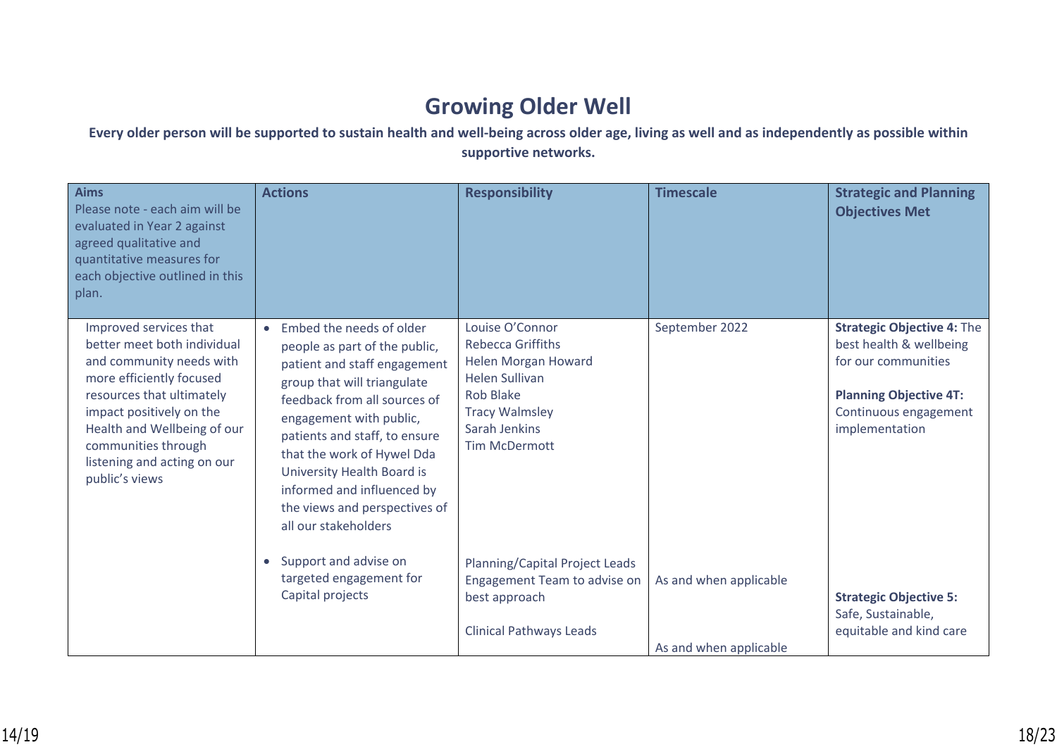# Growing Older Well

**Every older person will be supported to sustain health and well-being across older age, living as well and as independently as possible within supportive networks.**

| **Aims** Please note - each aim will be evaluated in Year 2 against agreed qualitative and quantitative measures for each objective outlined in this plan. | **Actions** | **Responsibility** | **Timescale** | **Strategic and Planning Objectives Met** |
|---|---|---|---|---|
| Improved services that better meet both individual and community needs with more efficiently focused resources that ultimately impact positively on the Health and Wellbeing of our communities through listening and acting on our public's views | • Embed the needs of older people as part of the public, patient and staff engagement group that will triangulate feedback from all sources of engagement with public, patients and staff, to ensure that the work of Hywel Dda University Health Board is informed and influenced by the views and perspectives of all our stakeholders | Louise O'Connor<br>Rebecca Griffiths<br>Helen Morgan Howard<br>Helen Sullivan<br>Rob Blake<br>Tracy Walmsley<br>Sarah Jenkins<br>Tim McDermott | September 2022 | **Strategic Objective 4:** The best health & wellbeing for our communities<br><br>**Planning Objective 4T:** Continuous engagement implementation |
| | • Support and advise on targeted engagement for Capital projects | Planning/Capital Project Leads<br>Engagement Team to advise on best approach<br><br>Clinical Pathways Leads | As and when applicable<br><br>As and when applicable | **Strategic Objective 5:** Safe, Sustainable, equitable and kind care |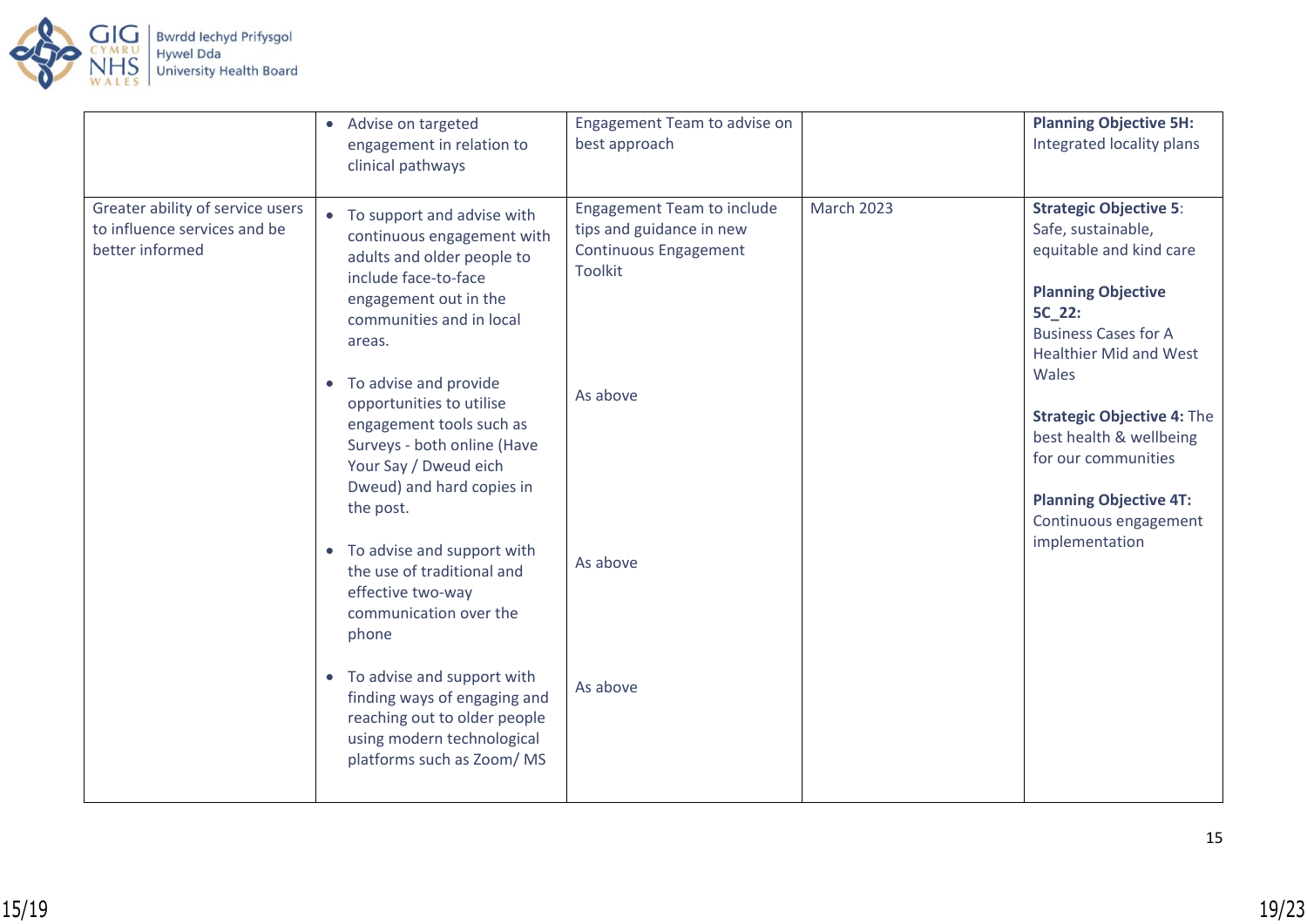| | | | | |
|---|---|---|---|---|
| | • Advise on targeted engagement in relation to clinical pathways | Engagement Team to advise on best approach | | **Planning Objective 5H:** Integrated locality plans |
| Greater ability of service users to influence services and be better informed | • To support and advise with continuous engagement with adults and older people to include face-to-face engagement out in the communities and in local areas.<br><br>• To advise and provide opportunities to utilise engagement tools such as Surveys - both online (Have Your Say / Dweud eich Dweud) and hard copies in the post.<br><br>• To advise and support with the use of traditional and effective two-way communication over the phone<br><br>• To advise and support with finding ways of engaging and reaching out to older people using modern technological platforms such as Zoom/ MS | Engagement Team to include tips and guidance in new Continuous Engagement Toolkit<br><br>As above<br><br>As above<br><br>As above | March 2023 | **Strategic Objective 5**: Safe, sustainable, equitable and kind care<br><br>**Planning Objective 5C_22:** Business Cases for A Healthier Mid and West Wales<br><br>**Strategic Objective 4:** The best health & wellbeing for our communities<br><br>**Planning Objective 4T:** Continuous engagement implementation |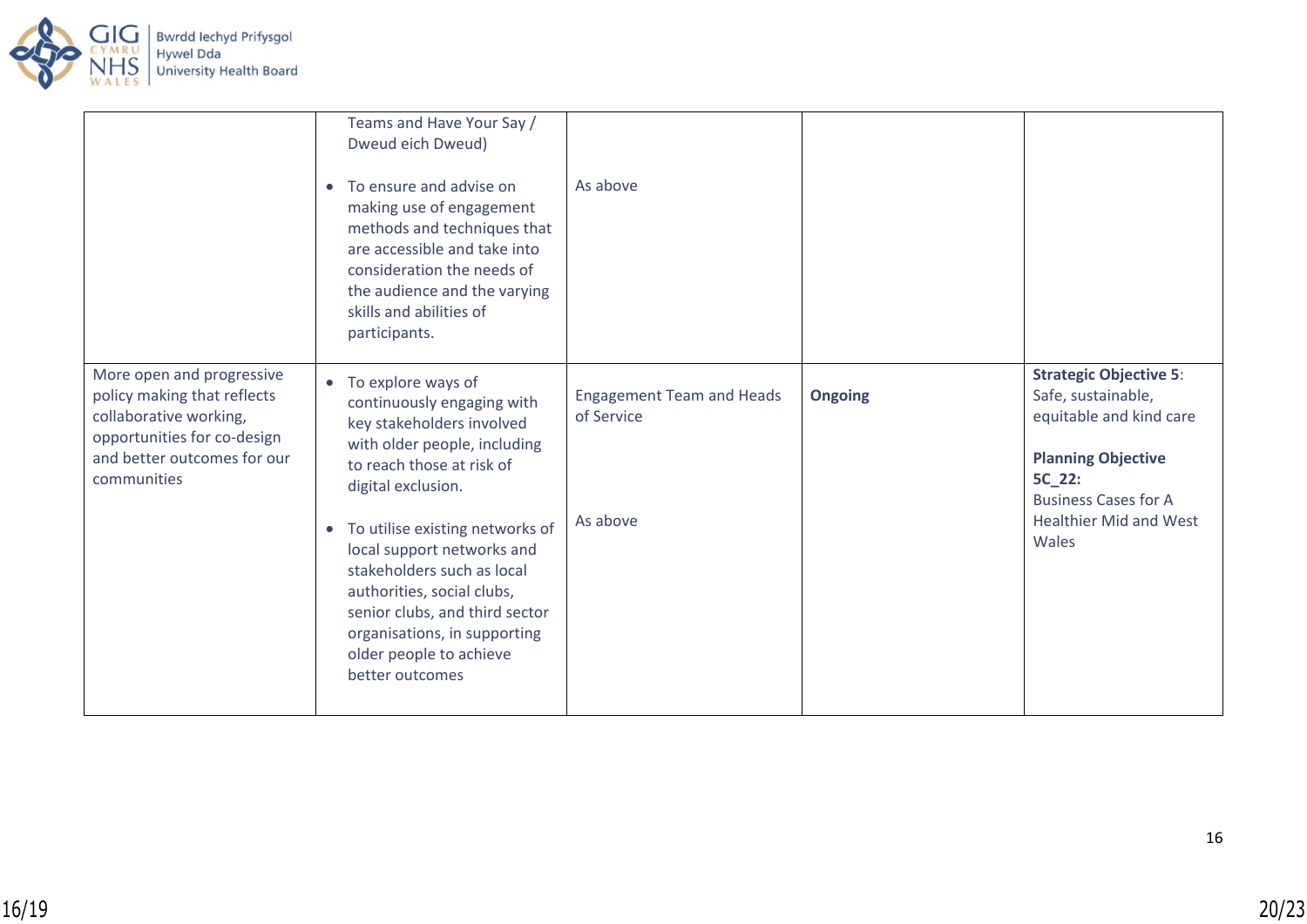| | | | | |
|---|---|---|---|---|
| | Teams and Have Your Say / Dweud eich Dweud)<br><br>• To ensure and advise on making use of engagement methods and techniques that are accessible and take into consideration the needs of the audience and the varying skills and abilities of participants. | As above | | |
| More open and progressive policy making that reflects collaborative working, opportunities for co-design and better outcomes for our communities | • To explore ways of continuously engaging with key stakeholders involved with older people, including to reach those at risk of digital exclusion.<br><br>• To utilise existing networks of local support networks and stakeholders such as local authorities, social clubs, senior clubs, and third sector organisations, in supporting older people to achieve better outcomes | Engagement Team and Heads of Service<br><br>As above | **Ongoing** | **Strategic Objective 5**: Safe, sustainable, equitable and kind care<br><br>**Planning Objective 5C_22:** Business Cases for A Healthier Mid and West Wales |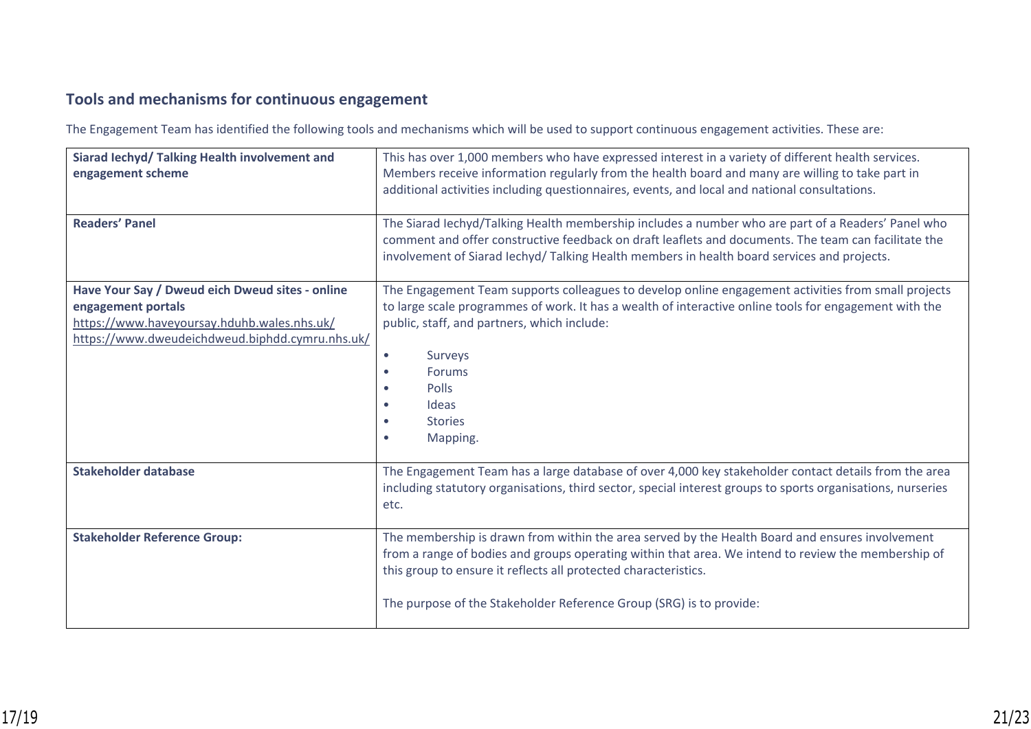## Tools and mechanisms for continuous engagement

The Engagement Team has identified the following tools and mechanisms which will be used to support continuous engagement activities. These are:

| | |
|---|---|
| **Siarad Iechyd/ Talking Health involvement and engagement scheme** | This has over 1,000 members who have expressed interest in a variety of different health services. Members receive information regularly from the health board and many are willing to take part in additional activities including questionnaires, events, and local and national consultations. |
| **Readers' Panel** | The Siarad Iechyd/Talking Health membership includes a number who are part of a Readers' Panel who comment and offer constructive feedback on draft leaflets and documents. The team can facilitate the involvement of Siarad Iechyd/ Talking Health members in health board services and projects. |
| **Have Your Say / Dweud eich Dweud sites - online engagement portals** https://www.haveyoursay.hduhb.wales.nhs.uk/ https://www.dweudeichdweud.biphdd.cymru.nhs.uk/ | The Engagement Team supports colleagues to develop online engagement activities from small projects to large scale programmes of work. It has a wealth of interactive online tools for engagement with the public, staff, and partners, which include: <br>• Surveys <br>• Forums <br>• Polls <br>• Ideas <br>• Stories <br>• Mapping. |
| **Stakeholder database** | The Engagement Team has a large database of over 4,000 key stakeholder contact details from the area including statutory organisations, third sector, special interest groups to sports organisations, nurseries etc. |
| **Stakeholder Reference Group:** | The membership is drawn from within the area served by the Health Board and ensures involvement from a range of bodies and groups operating within that area. We intend to review the membership of this group to ensure it reflects all protected characteristics. <br><br>The purpose of the Stakeholder Reference Group (SRG) is to provide: |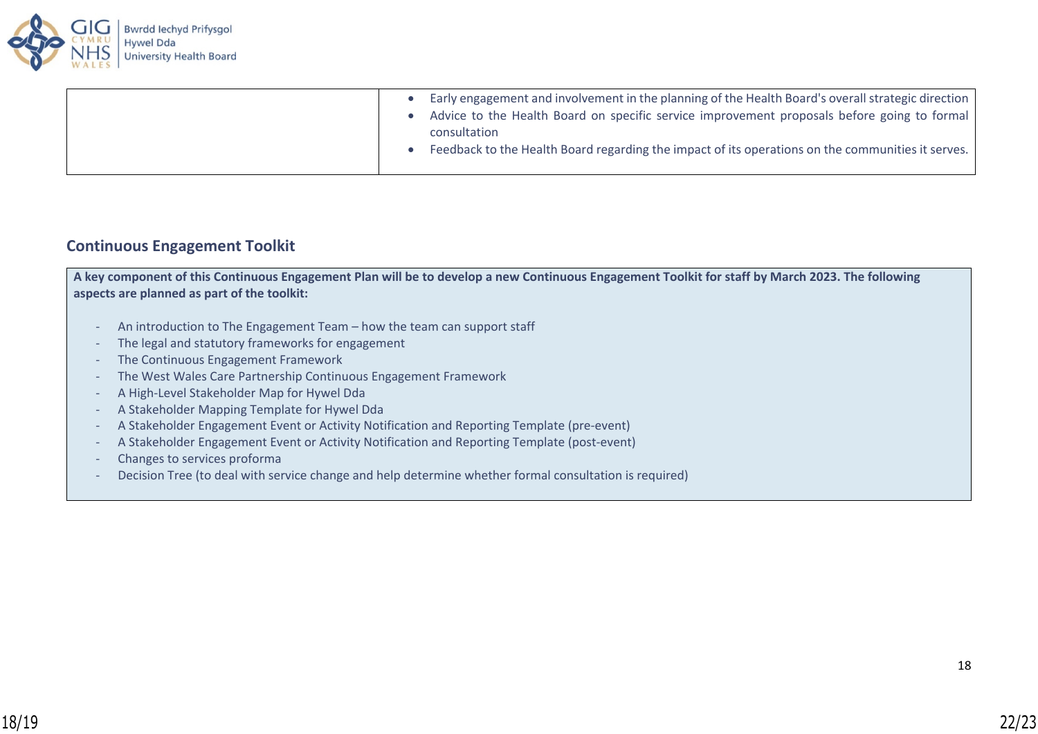| | |
|---|---|
| | • Early engagement and involvement in the planning of the Health Board's overall strategic direction<br>• Advice to the Health Board on specific service improvement proposals before going to formal consultation<br>• Feedback to the Health Board regarding the impact of its operations on the communities it serves. |

## Continuous Engagement Toolkit

**A key component of this Continuous Engagement Plan will be to develop a new Continuous Engagement Toolkit for staff by March 2023. The following aspects are planned as part of the toolkit:**

- An introduction to The Engagement Team – how the team can support staff
- The legal and statutory frameworks for engagement
- The Continuous Engagement Framework
- The West Wales Care Partnership Continuous Engagement Framework
- A High-Level Stakeholder Map for Hywel Dda
- A Stakeholder Mapping Template for Hywel Dda
- A Stakeholder Engagement Event or Activity Notification and Reporting Template (pre-event)
- A Stakeholder Engagement Event or Activity Notification and Reporting Template (post-event)
- Changes to services proforma
- Decision Tree (to deal with service change and help determine whether formal consultation is required)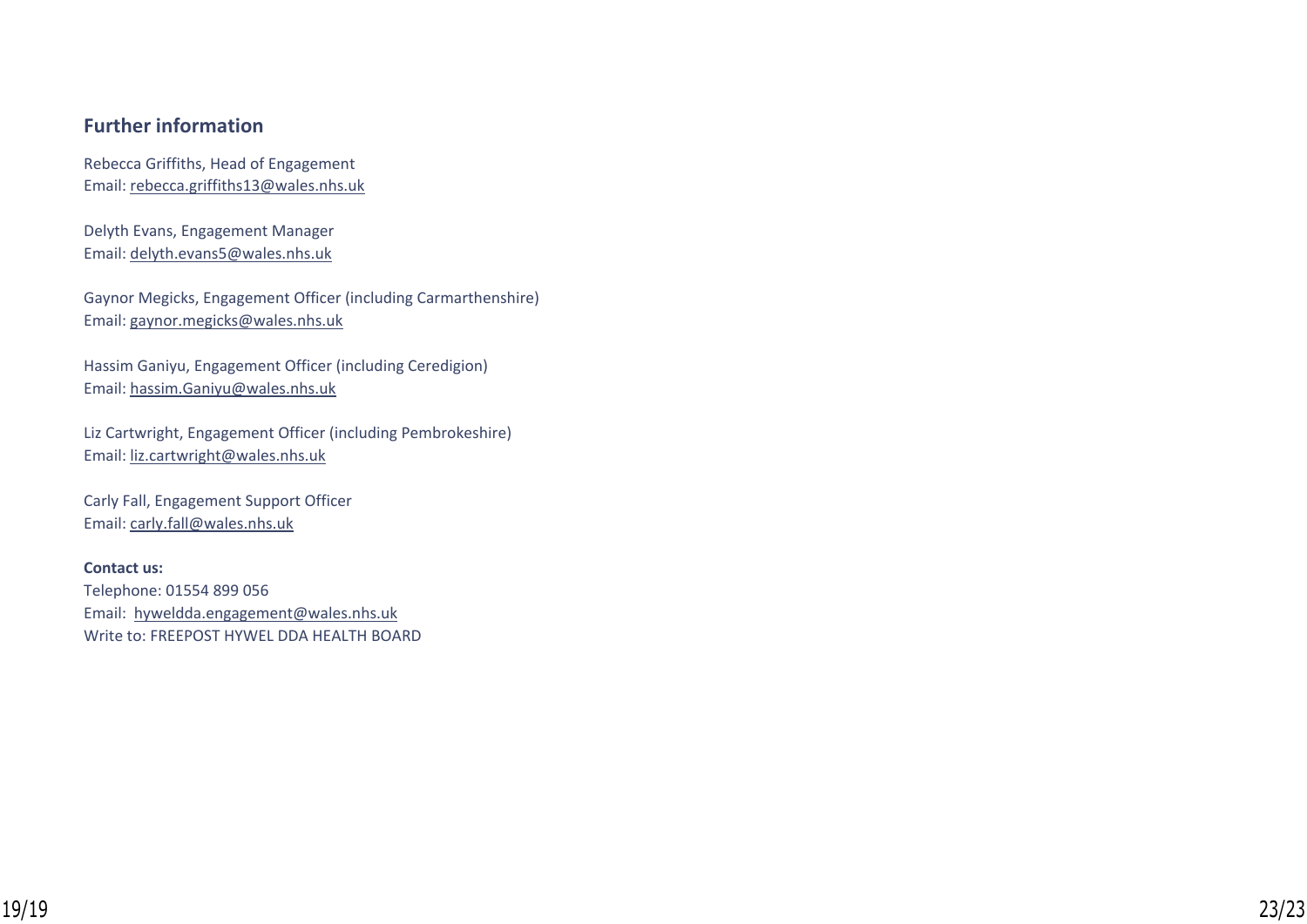## Further information

Rebecca Griffiths, Head of Engagement
Email: rebecca.griffiths13@wales.nhs.uk

Delyth Evans, Engagement Manager
Email: delyth.evans5@wales.nhs.uk

Gaynor Megicks, Engagement Officer (including Carmarthenshire)
Email: gaynor.megicks@wales.nhs.uk

Hassim Ganiyu, Engagement Officer (including Ceredigion)
Email: hassim.Ganiyu@wales.nhs.uk

Liz Cartwright, Engagement Officer (including Pembrokeshire)
Email: liz.cartwright@wales.nhs.uk

Carly Fall, Engagement Support Officer
Email: carly.fall@wales.nhs.uk

**Contact us:**
Telephone: 01554 899 056
Email: hyweldda.engagement@wales.nhs.uk
Write to: FREEPOST HYWEL DDA HEALTH BOARD